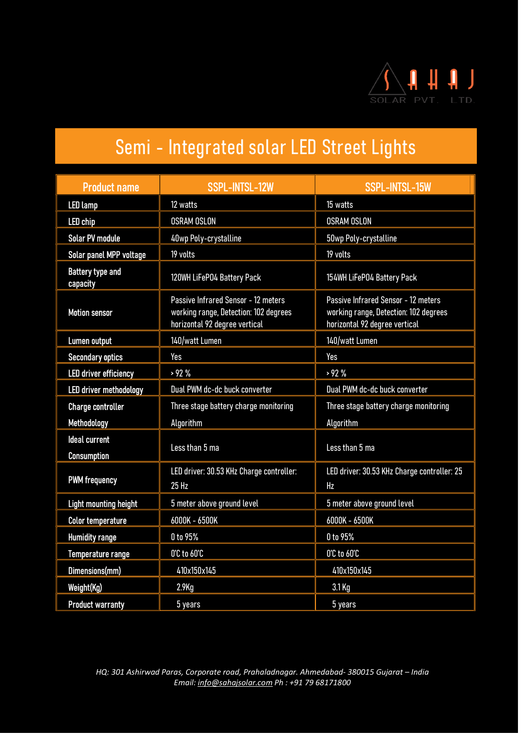SAHAJ SOLAR PVT. LTD.

# Semi - Integrated solar LED Street Lights

| Product name | SSPL-INTSL-12W | SSPL-INTSL-15W |
|---|---|---|
| LED lamp | 12 watts | 15 watts |
| LED chip | OSRAM OSLON | OSRAM OSLON |
| Solar PV module | 40wp Poly-crystalline | 50wp Poly-crystalline |
| Solar panel MPP voltage | 19 volts | 19 volts |
| Battery type and capacity | 120WH LiFePO4 Battery Pack | 154WH LiFePO4 Battery Pack |
| Motion sensor | Passive Infrared Sensor - 12 meters working range, Detection: 102 degrees horizontal 92 degree vertical | Passive Infrared Sensor - 12 meters working range, Detection: 102 degrees horizontal 92 degree vertical |
| Lumen output | 140/watt Lumen | 140/watt Lumen |
| Secondary optics | Yes | Yes |
| LED driver efficiency | > 92 % | > 92 % |
| LED driver methodology | Dual PWM dc-dc buck converter | Dual PWM dc-dc buck converter |
| Charge controller Methodology | Three stage battery charge monitoring Algorithm | Three stage battery charge monitoring Algorithm |
| Ideal current Consumption | Less than 5 ma | Less than 5 ma |
| PWM frequency | LED driver: 30.53 KHz Charge controller: 25 Hz | LED driver: 30.53 KHz Charge controller: 25 Hz |
| Light mounting height | 5 meter above ground level | 5 meter above ground level |
| Color temperature | 6000K - 6500K | 6000K - 6500K |
| Humidity range | 0 to 95% | 0 to 95% |
| Temperature range | 0'C to 60'C | 0'C to 60'C |
| Dimensions(mm) | 410x150x145 | 410x150x145 |
| Weight(Kg) | 2.9Kg | 3.1 Kg |
| Product warranty | 5 years | 5 years |

*HQ: 301 Ashirwad Paras, Corporate road, Prahaladnagar. Ahmedabad- 380015 Gujarat – India*
*Email: info@sahajsolar.com Ph : +91 79 68171800*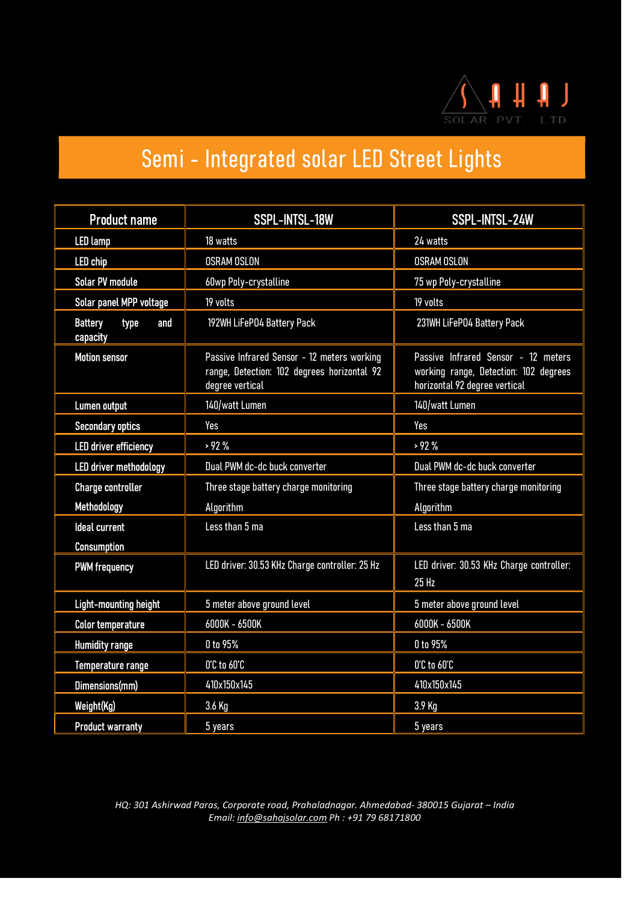SAHAJ SOLAR PVT. LTD.

# Semi - Integrated solar LED Street Lights

| Product name | SSPL-INTSL-18W | SSPL-INTSL-24W |
|---|---|---|
| LED lamp | 18 watts | 24 watts |
| LED chip | OSRAM OSLON | OSRAM OSLON |
| Solar PV module | 60wp Poly-crystalline | 75 wp Poly-crystalline |
| Solar panel MPP voltage | 19 volts | 19 volts |
| Battery type and capacity | 192WH LiFePO4 Battery Pack | 231WH LiFePO4 Battery Pack |
| Motion sensor | Passive Infrared Sensor - 12 meters working range, Detection: 102 degrees horizontal 92 degree vertical | Passive Infrared Sensor - 12 meters working range, Detection: 102 degrees horizontal 92 degree vertical |
| Lumen output | 140/watt Lumen | 140/watt Lumen |
| Secondary optics | Yes | Yes |
| LED driver efficiency | > 92 % | > 92 % |
| LED driver methodology | Dual PWM dc-dc buck converter | Dual PWM dc-dc buck converter |
| Charge controller Methodology | Three stage battery charge monitoring Algorithm | Three stage battery charge monitoring Algorithm |
| Ideal current Consumption | Less than 5 ma | Less than 5 ma |
| PWM frequency | LED driver: 30.53 KHz Charge controller: 25 Hz | LED driver: 30.53 KHz Charge controller: 25 Hz |
| Light-mounting height | 5 meter above ground level | 5 meter above ground level |
| Color temperature | 6000K - 6500K | 6000K - 6500K |
| Humidity range | 0 to 95% | 0 to 95% |
| Temperature range | 0'C to 60'C | 0'C to 60'C |
| Dimensions(mm) | 410x150x145 | 410x150x145 |
| Weight(Kg) | 3.6 Kg | 3.9 Kg |
| Product warranty | 5 years | 5 years |

*HQ: 301 Ashirwad Paras, Corporate road, Prahaladnagar. Ahmedabad- 380015 Gujarat – India*
*Email: info@sahajsolar.com Ph : +91 79 68171800*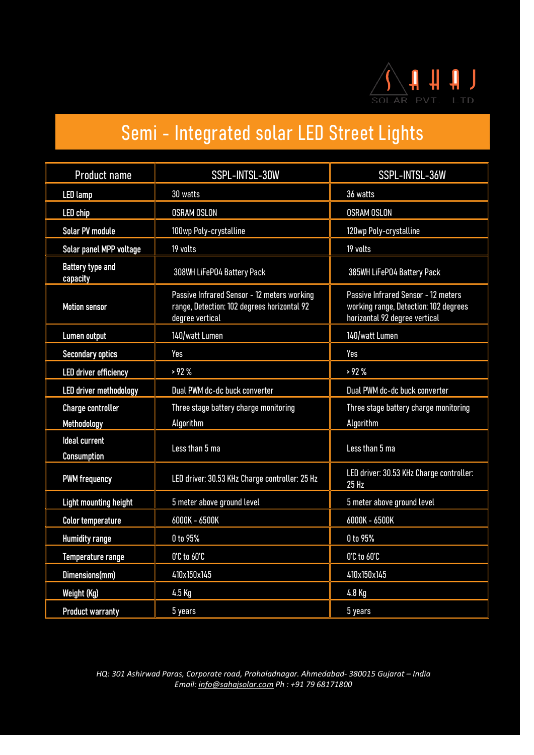SAHAJ SOLAR PVT. LTD.

# Semi - Integrated solar LED Street Lights

| Product name | SSPL-INTSL-30W | SSPL-INTSL-36W |
|---|---|---|
| LED lamp | 30 watts | 36 watts |
| LED chip | OSRAM OSLON | OSRAM OSLON |
| Solar PV module | 100wp Poly-crystalline | 120wp Poly-crystalline |
| Solar panel MPP voltage | 19 volts | 19 volts |
| Battery type and capacity | 308WH LiFePO4 Battery Pack | 385WH LiFePO4 Battery Pack |
| Motion sensor | Passive Infrared Sensor - 12 meters working range, Detection: 102 degrees horizontal 92 degree vertical | Passive Infrared Sensor - 12 meters working range, Detection: 102 degrees horizontal 92 degree vertical |
| Lumen output | 140/watt Lumen | 140/watt Lumen |
| Secondary optics | Yes | Yes |
| LED driver efficiency | > 92 % | > 92 % |
| LED driver methodology | Dual PWM dc-dc buck converter | Dual PWM dc-dc buck converter |
| Charge controller Methodology | Three stage battery charge monitoring Algorithm | Three stage battery charge monitoring Algorithm |
| Ideal current Consumption | Less than 5 ma | Less than 5 ma |
| PWM frequency | LED driver: 30.53 KHz Charge controller: 25 Hz | LED driver: 30.53 KHz Charge controller: 25 Hz |
| Light mounting height | 5 meter above ground level | 5 meter above ground level |
| Color temperature | 6000K - 6500K | 6000K - 6500K |
| Humidity range | 0 to 95% | 0 to 95% |
| Temperature range | 0'C to 60'C | 0'C to 60'C |
| Dimensions(mm) | 410x150x145 | 410x150x145 |
| Weight (Kg) | 4.5 Kg | 4.8 Kg |
| Product warranty | 5 years | 5 years |

*HQ: 301 Ashirwad Paras, Corporate road, Prahaladnagar. Ahmedabad- 380015 Gujarat – India*
*Email: info@sahajsolar.com Ph : +91 79 68171800*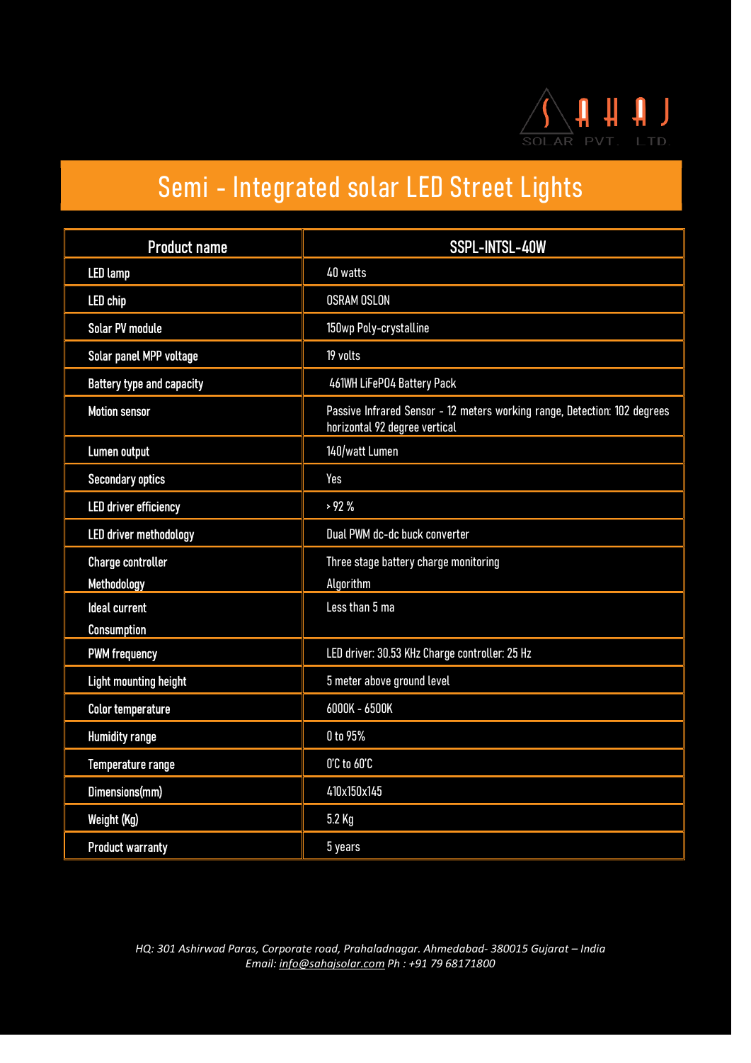SAHAJ SOLAR PVT. LTD.

# Semi - Integrated solar LED Street Lights

| Product name | SSPL-INTSL-40W |
|---|---|
| LED lamp | 40 watts |
| LED chip | OSRAM OSLON |
| Solar PV module | 150wp Poly-crystalline |
| Solar panel MPP voltage | 19 volts |
| Battery type and capacity | 461WH LiFePO4 Battery Pack |
| Motion sensor | Passive Infrared Sensor - 12 meters working range, Detection: 102 degrees horizontal 92 degree vertical |
| Lumen output | 140/watt Lumen |
| Secondary optics | Yes |
| LED driver efficiency | > 92 % |
| LED driver methodology | Dual PWM dc-dc buck converter |
| Charge controller Methodology | Three stage battery charge monitoring Algorithm |
| Ideal current Consumption | Less than 5 ma |
| PWM frequency | LED driver: 30.53 KHz Charge controller: 25 Hz |
| Light mounting height | 5 meter above ground level |
| Color temperature | 6000K - 6500K |
| Humidity range | 0 to 95% |
| Temperature range | 0'C to 60'C |
| Dimensions(mm) | 410x150x145 |
| Weight (Kg) | 5.2 Kg |
| Product warranty | 5 years |

*HQ: 301 Ashirwad Paras, Corporate road, Prahaladnagar. Ahmedabad- 380015 Gujarat – India*
*Email: info@sahajsolar.com Ph : +91 79 68171800*